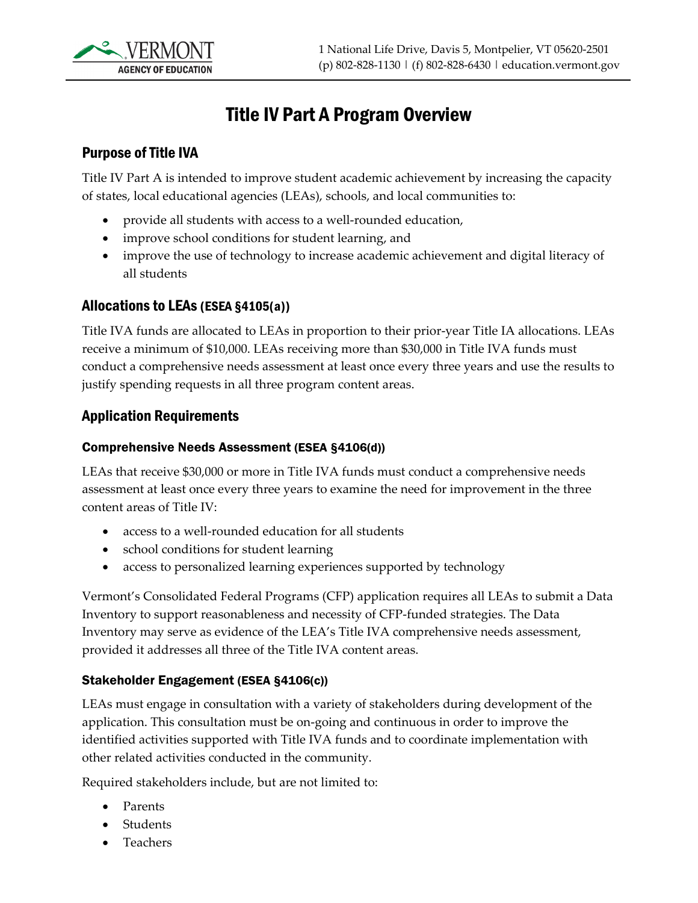# Title IV Part A Program Overview

## Purpose of Title IVA

Title IV Part A is intended to improve student academic achievement by increasing the capacity of states, local educational agencies (LEAs), schools, and local communities to:

- provide all students with access to a well-rounded education,
- improve school conditions for student learning, and
- improve the use of technology to increase academic achievement and digital literacy of all students

## Allocations to LEAs (ESEA §4105(a))

Title IVA funds are allocated to LEAs in proportion to their prior-year Title IA allocations. LEAs receive a minimum of $10,000. LEAs receiving more than $30,000 in Title IVA funds must conduct a comprehensive needs assessment at least once every three years and use the results to justify spending requests in all three program content areas.

## Application Requirements

### Comprehensive Needs Assessment (ESEA §4106(d))

LEAs that receive $30,000 or more in Title IVA funds must conduct a comprehensive needs assessment at least once every three years to examine the need for improvement in the three content areas of Title IV:

- access to a well-rounded education for all students
- school conditions for student learning
- access to personalized learning experiences supported by technology

Vermont's Consolidated Federal Programs (CFP) application requires all LEAs to submit a Data Inventory to support reasonableness and necessity of CFP-funded strategies. The Data Inventory may serve as evidence of the LEA's Title IVA comprehensive needs assessment, provided it addresses all three of the Title IVA content areas.

### Stakeholder Engagement (ESEA §4106(c))

LEAs must engage in consultation with a variety of stakeholders during development of the application. This consultation must be on-going and continuous in order to improve the identified activities supported with Title IVA funds and to coordinate implementation with other related activities conducted in the community.

Required stakeholders include, but are not limited to:

- Parents
- Students
- Teachers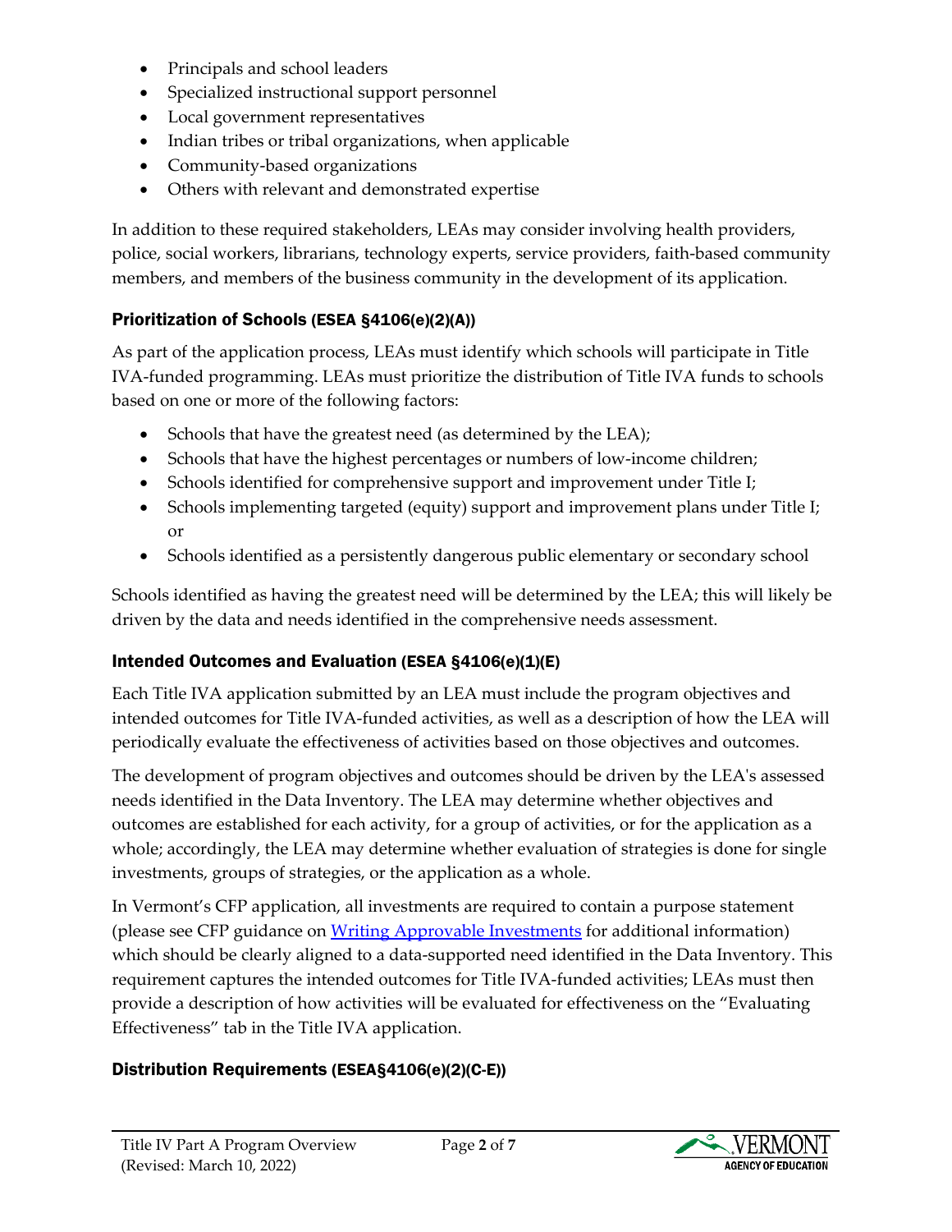- Principals and school leaders
- Specialized instructional support personnel
- Local government representatives
- Indian tribes or tribal organizations, when applicable
- Community-based organizations
- Others with relevant and demonstrated expertise

In addition to these required stakeholders, LEAs may consider involving health providers, police, social workers, librarians, technology experts, service providers, faith-based community members, and members of the business community in the development of its application.

### Prioritization of Schools (ESEA §4106(e)(2)(A))

As part of the application process, LEAs must identify which schools will participate in Title IVA-funded programming. LEAs must prioritize the distribution of Title IVA funds to schools based on one or more of the following factors:

- Schools that have the greatest need (as determined by the LEA);
- Schools that have the highest percentages or numbers of low-income children;
- Schools identified for comprehensive support and improvement under Title I;
- Schools implementing targeted (equity) support and improvement plans under Title I; or
- Schools identified as a persistently dangerous public elementary or secondary school

Schools identified as having the greatest need will be determined by the LEA; this will likely be driven by the data and needs identified in the comprehensive needs assessment.

### Intended Outcomes and Evaluation (ESEA §4106(e)(1)(E)

Each Title IVA application submitted by an LEA must include the program objectives and intended outcomes for Title IVA-funded activities, as well as a description of how the LEA will periodically evaluate the effectiveness of activities based on those objectives and outcomes.

The development of program objectives and outcomes should be driven by the LEA's assessed needs identified in the Data Inventory. The LEA may determine whether objectives and outcomes are established for each activity, for a group of activities, or for the application as a whole; accordingly, the LEA may determine whether evaluation of strategies is done for single investments, groups of strategies, or the application as a whole.

In Vermont's CFP application, all investments are required to contain a purpose statement (please see CFP guidance on [Writing Approvable Investments] for additional information) which should be clearly aligned to a data-supported need identified in the Data Inventory. This requirement captures the intended outcomes for Title IVA-funded activities; LEAs must then provide a description of how activities will be evaluated for effectiveness on the "Evaluating Effectiveness" tab in the Title IVA application.

### Distribution Requirements (ESEA§4106(e)(2)(C-E))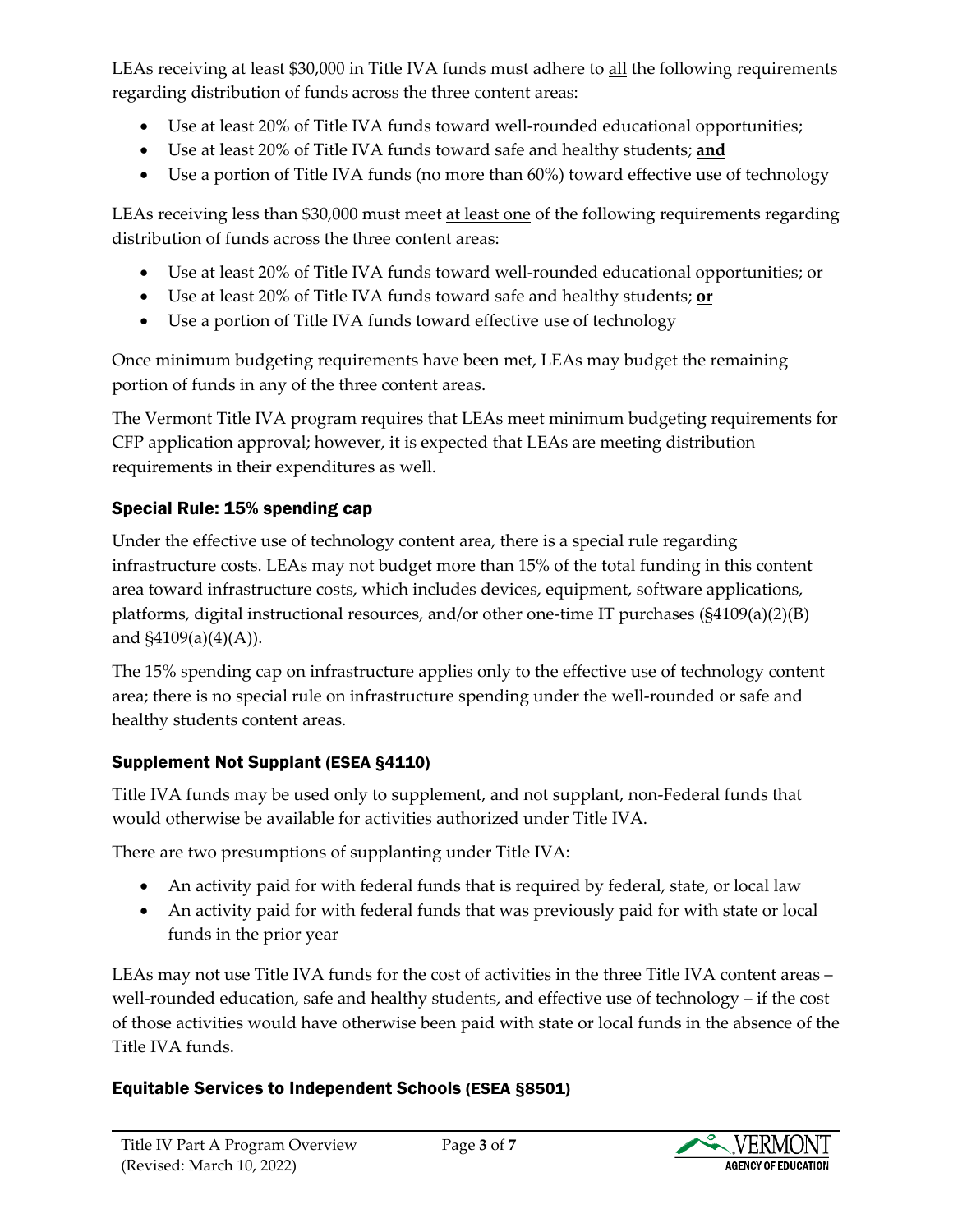LEAs receiving at least $30,000 in Title IVA funds must adhere to all the following requirements regarding distribution of funds across the three content areas:

- Use at least 20% of Title IVA funds toward well-rounded educational opportunities;
- Use at least 20% of Title IVA funds toward safe and healthy students; **and**
- Use a portion of Title IVA funds (no more than 60%) toward effective use of technology

LEAs receiving less than $30,000 must meet at least one of the following requirements regarding distribution of funds across the three content areas:

- Use at least 20% of Title IVA funds toward well-rounded educational opportunities; or
- Use at least 20% of Title IVA funds toward safe and healthy students; **or**
- Use a portion of Title IVA funds toward effective use of technology

Once minimum budgeting requirements have been met, LEAs may budget the remaining portion of funds in any of the three content areas.

The Vermont Title IVA program requires that LEAs meet minimum budgeting requirements for CFP application approval; however, it is expected that LEAs are meeting distribution requirements in their expenditures as well.

### Special Rule: 15% spending cap

Under the effective use of technology content area, there is a special rule regarding infrastructure costs. LEAs may not budget more than 15% of the total funding in this content area toward infrastructure costs, which includes devices, equipment, software applications, platforms, digital instructional resources, and/or other one-time IT purchases (§4109(a)(2)(B) and §4109(a)(4)(A)).

The 15% spending cap on infrastructure applies only to the effective use of technology content area; there is no special rule on infrastructure spending under the well-rounded or safe and healthy students content areas.

### Supplement Not Supplant (ESEA §4110)

Title IVA funds may be used only to supplement, and not supplant, non-Federal funds that would otherwise be available for activities authorized under Title IVA.

There are two presumptions of supplanting under Title IVA:

- An activity paid for with federal funds that is required by federal, state, or local law
- An activity paid for with federal funds that was previously paid for with state or local funds in the prior year

LEAs may not use Title IVA funds for the cost of activities in the three Title IVA content areas – well-rounded education, safe and healthy students, and effective use of technology – if the cost of those activities would have otherwise been paid with state or local funds in the absence of the Title IVA funds.

### Equitable Services to Independent Schools (ESEA §8501)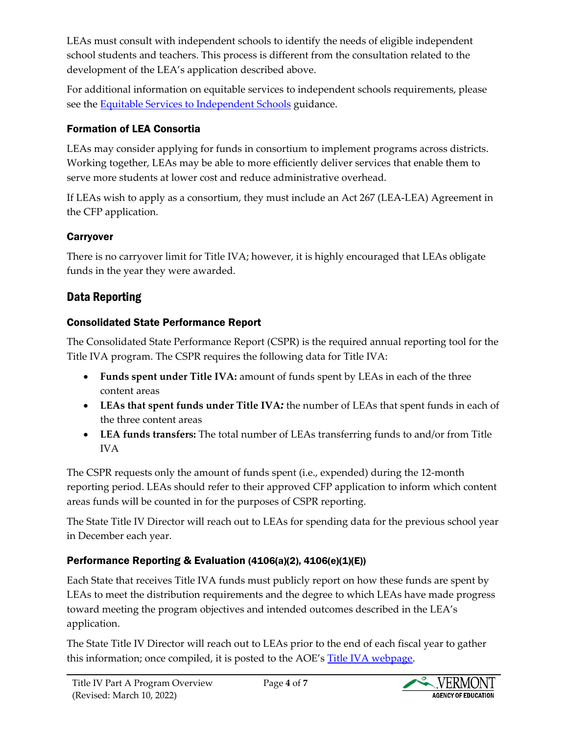LEAs must consult with independent schools to identify the needs of eligible independent school students and teachers. This process is different from the consultation related to the development of the LEA's application described above.

For additional information on equitable services to independent schools requirements, please see the [Equitable Services to Independent Schools](#) guidance.

### Formation of LEA Consortia

LEAs may consider applying for funds in consortium to implement programs across districts. Working together, LEAs may be able to more efficiently deliver services that enable them to serve more students at lower cost and reduce administrative overhead.

If LEAs wish to apply as a consortium, they must include an Act 267 (LEA-LEA) Agreement in the CFP application.

### Carryover

There is no carryover limit for Title IVA; however, it is highly encouraged that LEAs obligate funds in the year they were awarded.

## Data Reporting

### Consolidated State Performance Report

The Consolidated State Performance Report (CSPR) is the required annual reporting tool for the Title IVA program. The CSPR requires the following data for Title IVA:

- **Funds spent under Title IVA:** amount of funds spent by LEAs in each of the three content areas
- **LEAs that spent funds under Title IVA*:*** the number of LEAs that spent funds in each of the three content areas
- **LEA funds transfers:** The total number of LEAs transferring funds to and/or from Title IVA

The CSPR requests only the amount of funds spent (i.e., expended) during the 12-month reporting period. LEAs should refer to their approved CFP application to inform which content areas funds will be counted in for the purposes of CSPR reporting.

The State Title IV Director will reach out to LEAs for spending data for the previous school year in December each year.

### Performance Reporting & Evaluation (4106(a)(2), 4106(e)(1)(E))

Each State that receives Title IVA funds must publicly report on how these funds are spent by LEAs to meet the distribution requirements and the degree to which LEAs have made progress toward meeting the program objectives and intended outcomes described in the LEA's application.

The State Title IV Director will reach out to LEAs prior to the end of each fiscal year to gather this information; once compiled, it is posted to the AOE's [Title IVA webpage](#).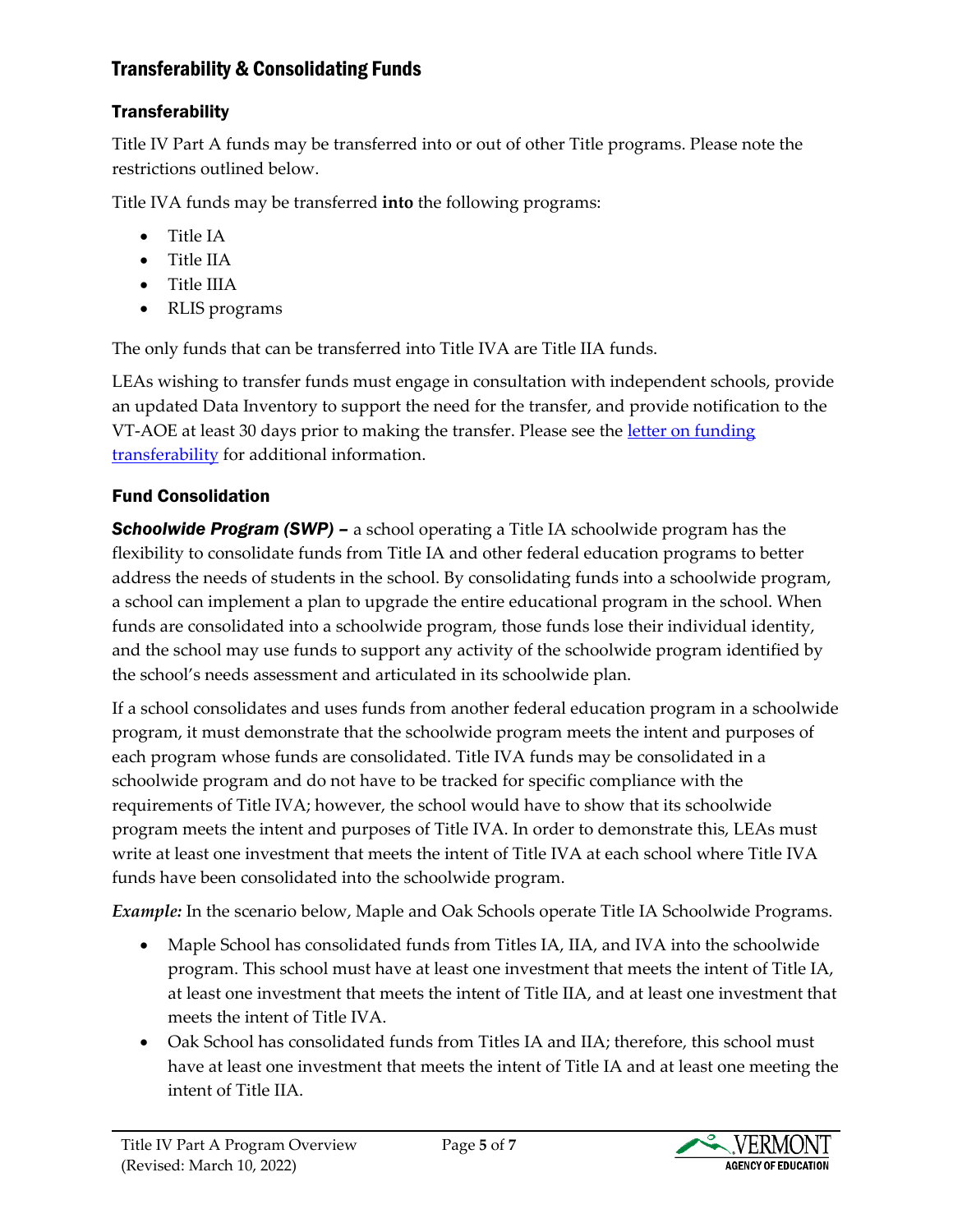## Transferability & Consolidating Funds

### Transferability

Title IV Part A funds may be transferred into or out of other Title programs. Please note the restrictions outlined below.

Title IVA funds may be transferred **into** the following programs:

- Title IA
- Title IIA
- Title IIIA
- RLIS programs

The only funds that can be transferred into Title IVA are Title IIA funds.

LEAs wishing to transfer funds must engage in consultation with independent schools, provide an updated Data Inventory to support the need for the transfer, and provide notification to the VT-AOE at least 30 days prior to making the transfer. Please see the letter on funding transferability for additional information.

### Fund Consolidation

***Schoolwide Program (SWP) –*** a school operating a Title IA schoolwide program has the flexibility to consolidate funds from Title IA and other federal education programs to better address the needs of students in the school. By consolidating funds into a schoolwide program, a school can implement a plan to upgrade the entire educational program in the school. When funds are consolidated into a schoolwide program, those funds lose their individual identity, and the school may use funds to support any activity of the schoolwide program identified by the school's needs assessment and articulated in its schoolwide plan.

If a school consolidates and uses funds from another federal education program in a schoolwide program, it must demonstrate that the schoolwide program meets the intent and purposes of each program whose funds are consolidated. Title IVA funds may be consolidated in a schoolwide program and do not have to be tracked for specific compliance with the requirements of Title IVA; however, the school would have to show that its schoolwide program meets the intent and purposes of Title IVA. In order to demonstrate this, LEAs must write at least one investment that meets the intent of Title IVA at each school where Title IVA funds have been consolidated into the schoolwide program.

***Example:*** In the scenario below, Maple and Oak Schools operate Title IA Schoolwide Programs.

- Maple School has consolidated funds from Titles IA, IIA, and IVA into the schoolwide program. This school must have at least one investment that meets the intent of Title IA, at least one investment that meets the intent of Title IIA, and at least one investment that meets the intent of Title IVA.
- Oak School has consolidated funds from Titles IA and IIA; therefore, this school must have at least one investment that meets the intent of Title IA and at least one meeting the intent of Title IIA.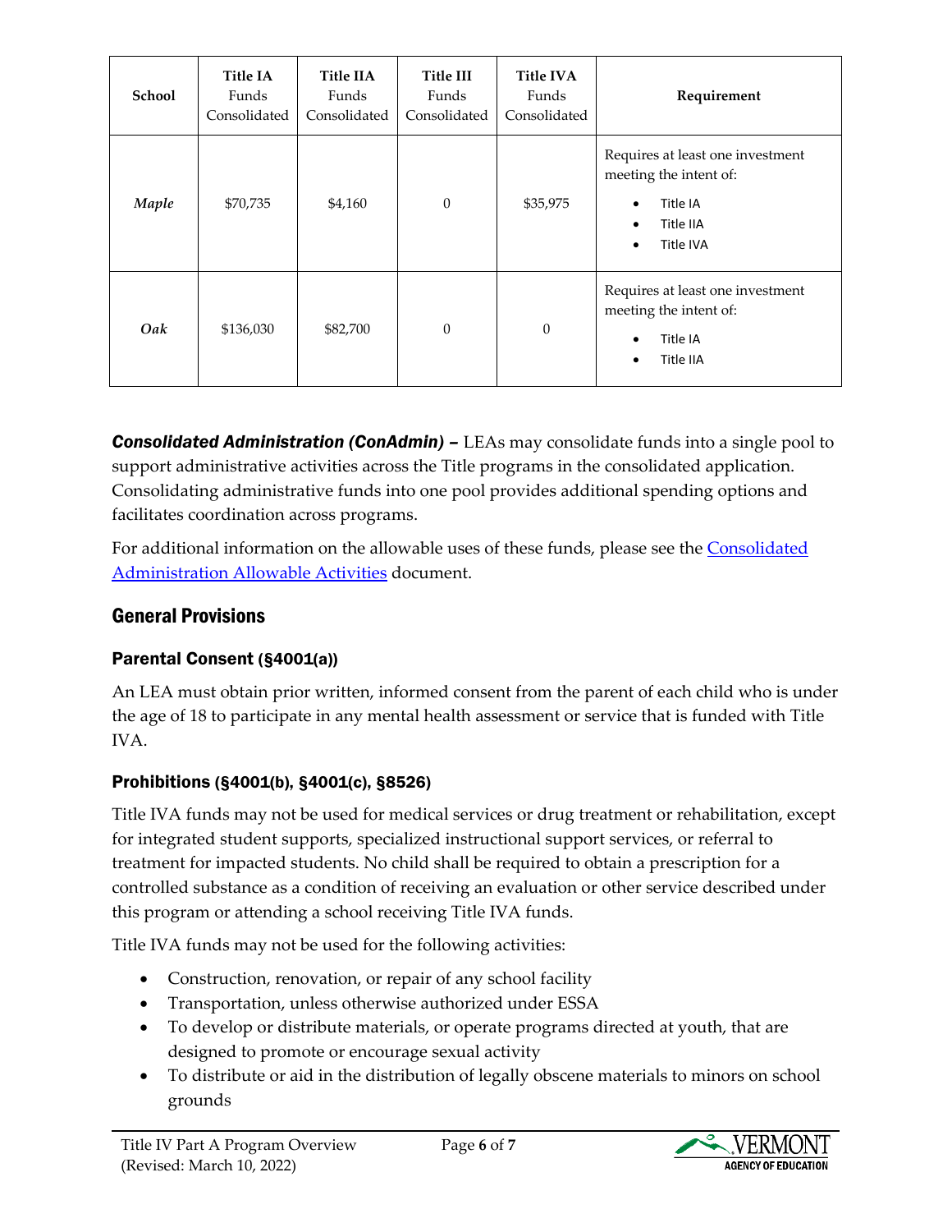| School | Title IA Funds Consolidated | Title IIA Funds Consolidated | Title III Funds Consolidated | Title IVA Funds Consolidated | Requirement |
|---|---|---|---|---|---|
| ***Maple*** | $70,735 | $4,160 | 0 | $35,975 | Requires at least one investment meeting the intent of: <br>• Title IA <br>• Title IIA <br>• Title IVA |
| ***Oak*** | $136,030 | $82,700 | 0 | 0 | Requires at least one investment meeting the intent of: <br>• Title IA <br>• Title IIA |

***Consolidated Administration (ConAdmin)*** – LEAs may consolidate funds into a single pool to support administrative activities across the Title programs in the consolidated application. Consolidating administrative funds into one pool provides additional spending options and facilitates coordination across programs.

For additional information on the allowable uses of these funds, please see the Consolidated Administration Allowable Activities document.

## General Provisions

### Parental Consent (§4001(a))

An LEA must obtain prior written, informed consent from the parent of each child who is under the age of 18 to participate in any mental health assessment or service that is funded with Title IVA.

### Prohibitions (§4001(b), §4001(c), §8526)

Title IVA funds may not be used for medical services or drug treatment or rehabilitation, except for integrated student supports, specialized instructional support services, or referral to treatment for impacted students. No child shall be required to obtain a prescription for a controlled substance as a condition of receiving an evaluation or other service described under this program or attending a school receiving Title IVA funds.

Title IVA funds may not be used for the following activities:

- Construction, renovation, or repair of any school facility
- Transportation, unless otherwise authorized under ESSA
- To develop or distribute materials, or operate programs directed at youth, that are designed to promote or encourage sexual activity
- To distribute or aid in the distribution of legally obscene materials to minors on school grounds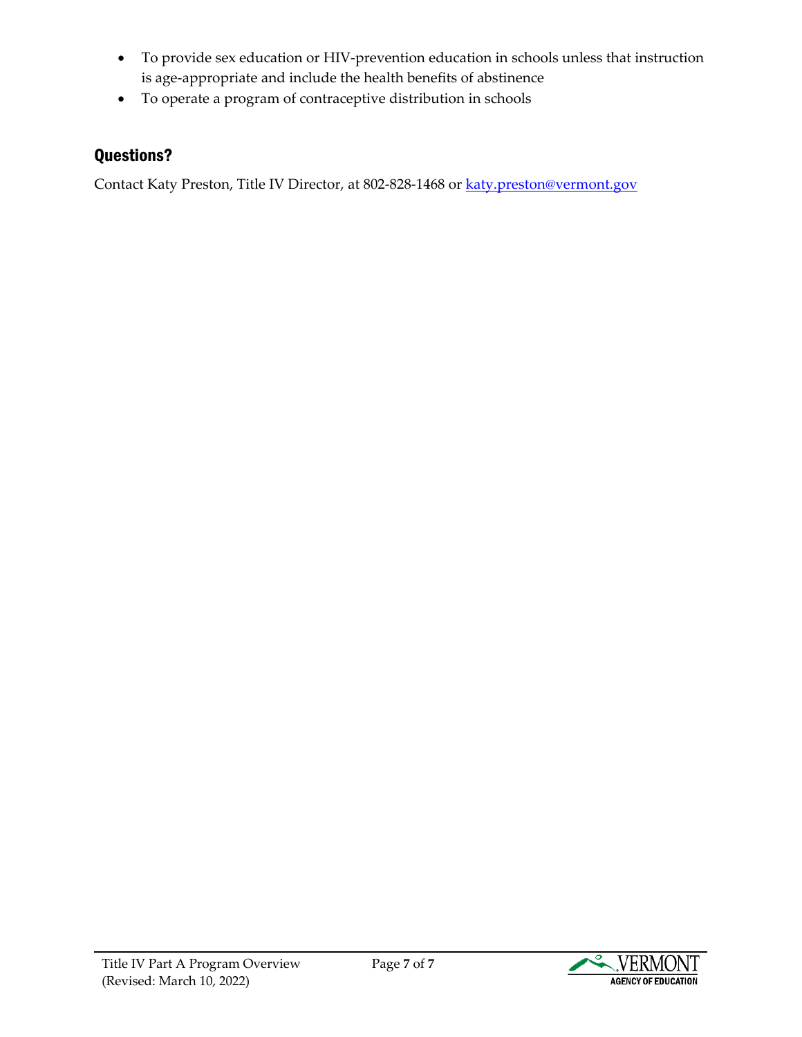- To provide sex education or HIV-prevention education in schools unless that instruction is age-appropriate and include the health benefits of abstinence
- To operate a program of contraceptive distribution in schools

## Questions?

Contact Katy Preston, Title IV Director, at 802-828-1468 or [katy.preston@vermont.gov](mailto:katy.preston@vermont.gov)